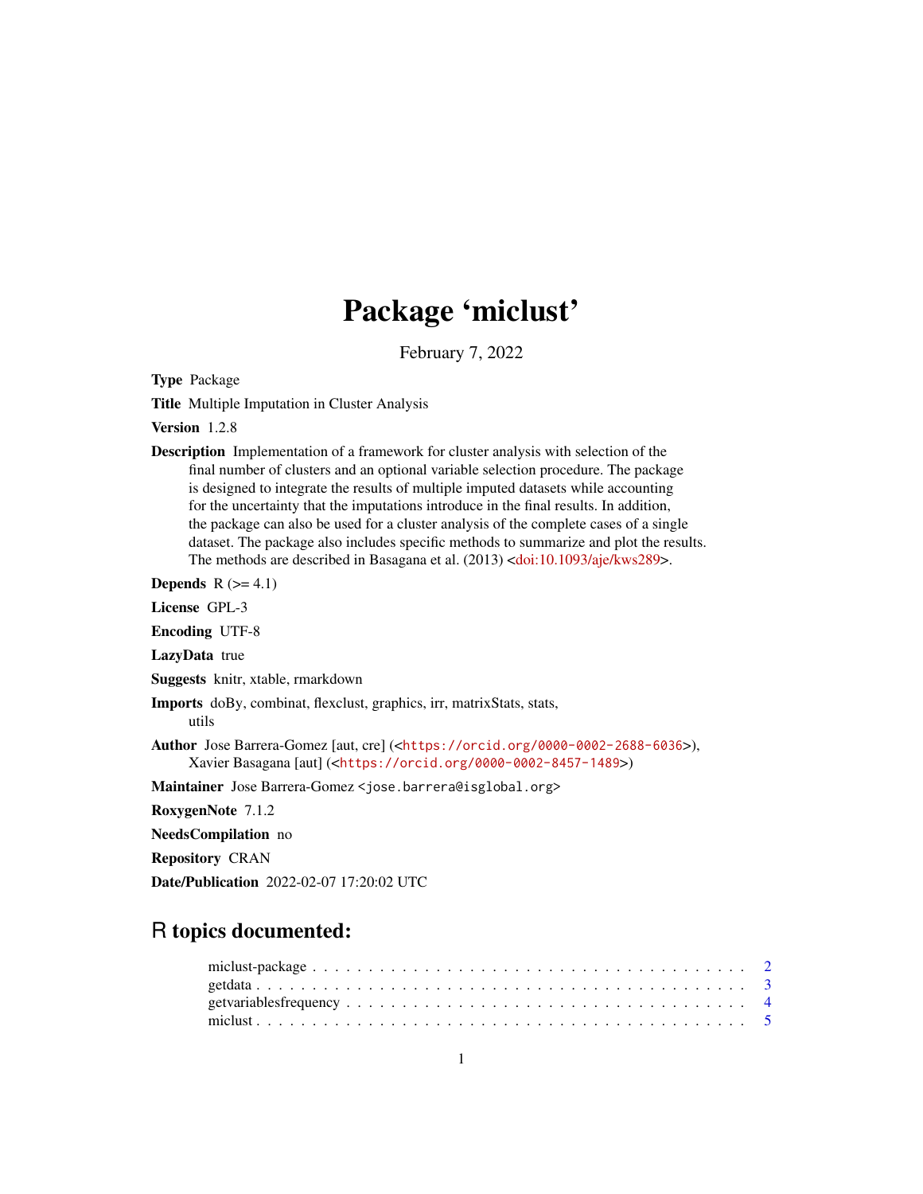# Package 'miclust'

February 7, 2022

**Type** Package

**Title** Multiple Imputation in Cluster Analysis

**Version** 1.2.8

**Description** Implementation of a framework for cluster analysis with selection of the final number of clusters and an optional variable selection procedure. The package is designed to integrate the results of multiple imputed datasets while accounting for the uncertainty that the imputations introduce in the final results. In addition, the package can also be used for a cluster analysis of the complete cases of a single dataset. The package also includes specific methods to summarize and plot the results. The methods are described in Basagana et al. (2013) <doi:10.1093/aje/kws289>.

**Depends** R (>= 4.1)

**License** GPL-3

**Encoding** UTF-8

**LazyData** true

**Suggests** knitr, xtable, rmarkdown

**Imports** doBy, combinat, flexclust, graphics, irr, matrixStats, stats, utils

**Author** Jose Barrera-Gomez [aut, cre] (<https://orcid.org/0000-0002-2688-6036>), Xavier Basagana [aut] (<https://orcid.org/0000-0002-8457-1489>)

**Maintainer** Jose Barrera-Gomez <jose.barrera@isglobal.org>

**RoxygenNote** 7.1.2

**NeedsCompilation** no

**Repository** CRAN

**Date/Publication** 2022-02-07 17:20:02 UTC

## R topics documented:

- miclust-package . . . . . . . . . . 2
- getdata . . . . . . . . . . 3
- getvariablesfrequency . . . . . . . . . . 4
- miclust . . . . . . . . . . 5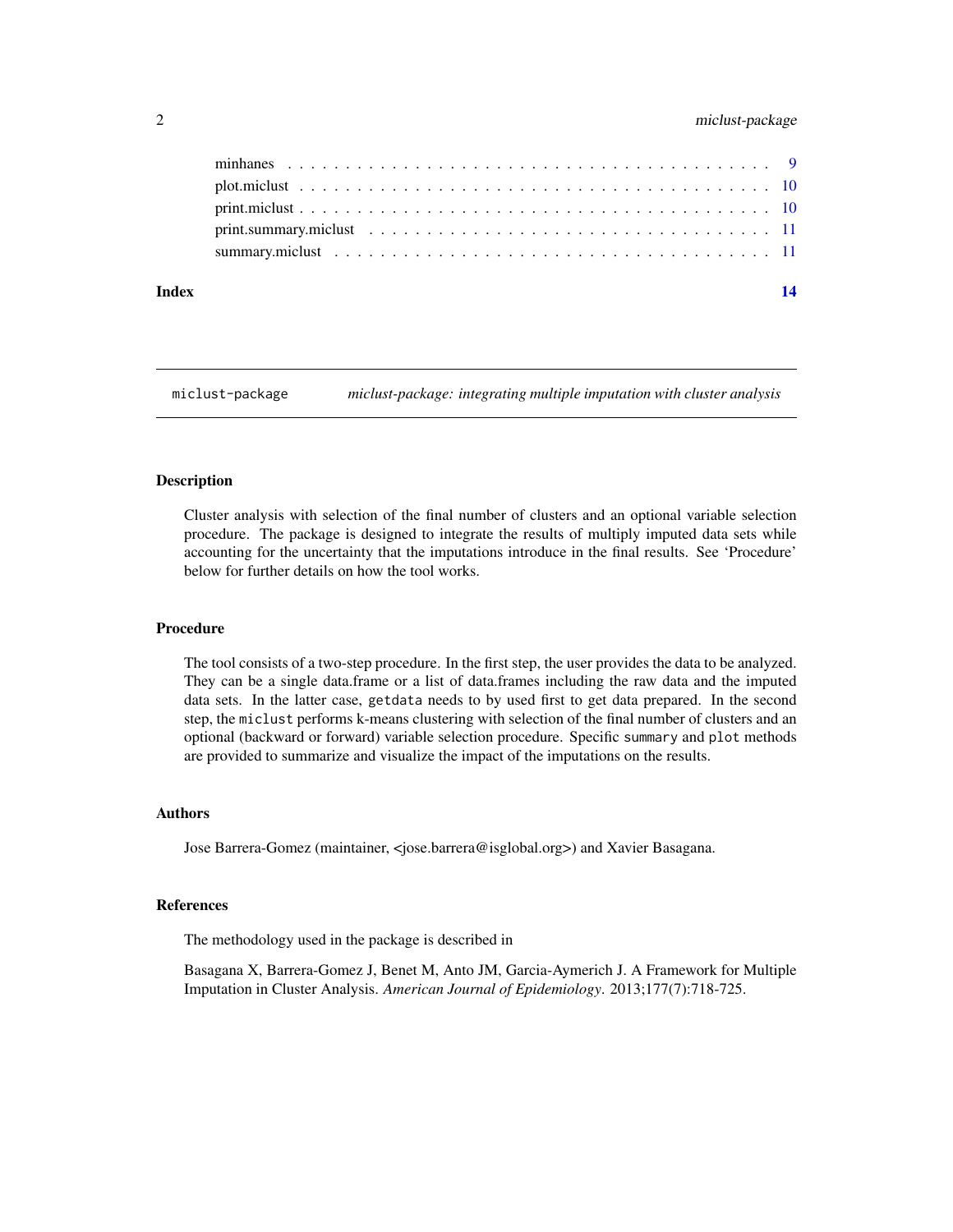minhanes . . . . . . . . . . . . . . . . . . . . . . . . . . . . . . . . . . . . . . . 9
plot.miclust . . . . . . . . . . . . . . . . . . . . . . . . . . . . . . . . . . . . . . 10
print.miclust . . . . . . . . . . . . . . . . . . . . . . . . . . . . . . . . . . . . . . 10
print.summary.miclust . . . . . . . . . . . . . . . . . . . . . . . . . . . . . . . . . 11
summary.miclust . . . . . . . . . . . . . . . . . . . . . . . . . . . . . . . . . . . . 11

**Index** **14**

---

`miclust-package` *miclust-package: integrating multiple imputation with cluster analysis*

---

## Description

Cluster analysis with selection of the final number of clusters and an optional variable selection procedure. The package is designed to integrate the results of multiply imputed data sets while accounting for the uncertainty that the imputations introduce in the final results. See 'Procedure' below for further details on how the tool works.

## Procedure

The tool consists of a two-step procedure. In the first step, the user provides the data to be analyzed. They can be a single data.frame or a list of data.frames including the raw data and the imputed data sets. In the latter case, `getdata` needs to by used first to get data prepared. In the second step, the `miclust` performs k-means clustering with selection of the final number of clusters and an optional (backward or forward) variable selection procedure. Specific `summary` and `plot` methods are provided to summarize and visualize the impact of the imputations on the results.

## Authors

Jose Barrera-Gomez (maintainer, <jose.barrera@isglobal.org>) and Xavier Basagana.

## References

The methodology used in the package is described in

Basagana X, Barrera-Gomez J, Benet M, Anto JM, Garcia-Aymerich J. A Framework for Multiple Imputation in Cluster Analysis. *American Journal of Epidemiology*. 2013;177(7):718-725.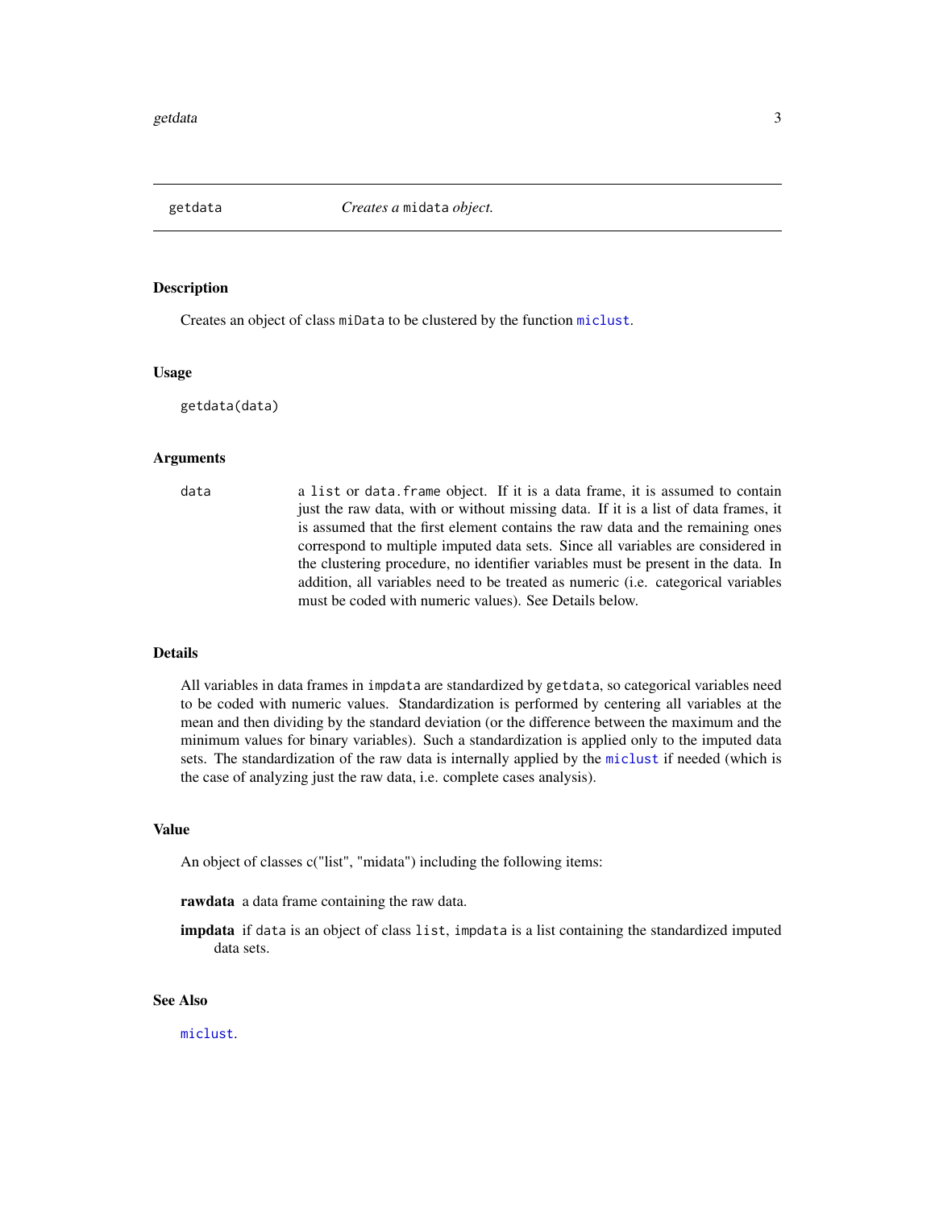# getdata — *Creates a* `midata` *object.*

## Description

Creates an object of class `miData` to be clustered by the function `miclust`.

## Usage

```
getdata(data)
```

## Arguments

**data** — a `list` or `data.frame` object. If it is a data frame, it is assumed to contain just the raw data, with or without missing data. If it is a list of data frames, it is assumed that the first element contains the raw data and the remaining ones correspond to multiple imputed data sets. Since all variables are considered in the clustering procedure, no identifier variables must be present in the data. In addition, all variables need to be treated as numeric (i.e. categorical variables must be coded with numeric values). See Details below.

## Details

All variables in data frames in `impdata` are standardized by `getdata`, so categorical variables need to be coded with numeric values. Standardization is performed by centering all variables at the mean and then dividing by the standard deviation (or the difference between the maximum and the minimum values for binary variables). Such a standardization is applied only to the imputed data sets. The standardization of the raw data is internally applied by the `miclust` if needed (which is the case of analyzing just the raw data, i.e. complete cases analysis).

## Value

An object of classes c("list", "midata") including the following items:

**rawdata** a data frame containing the raw data.

**impdata** if `data` is an object of class `list`, `impdata` is a list containing the standardized imputed data sets.

## See Also

`miclust`.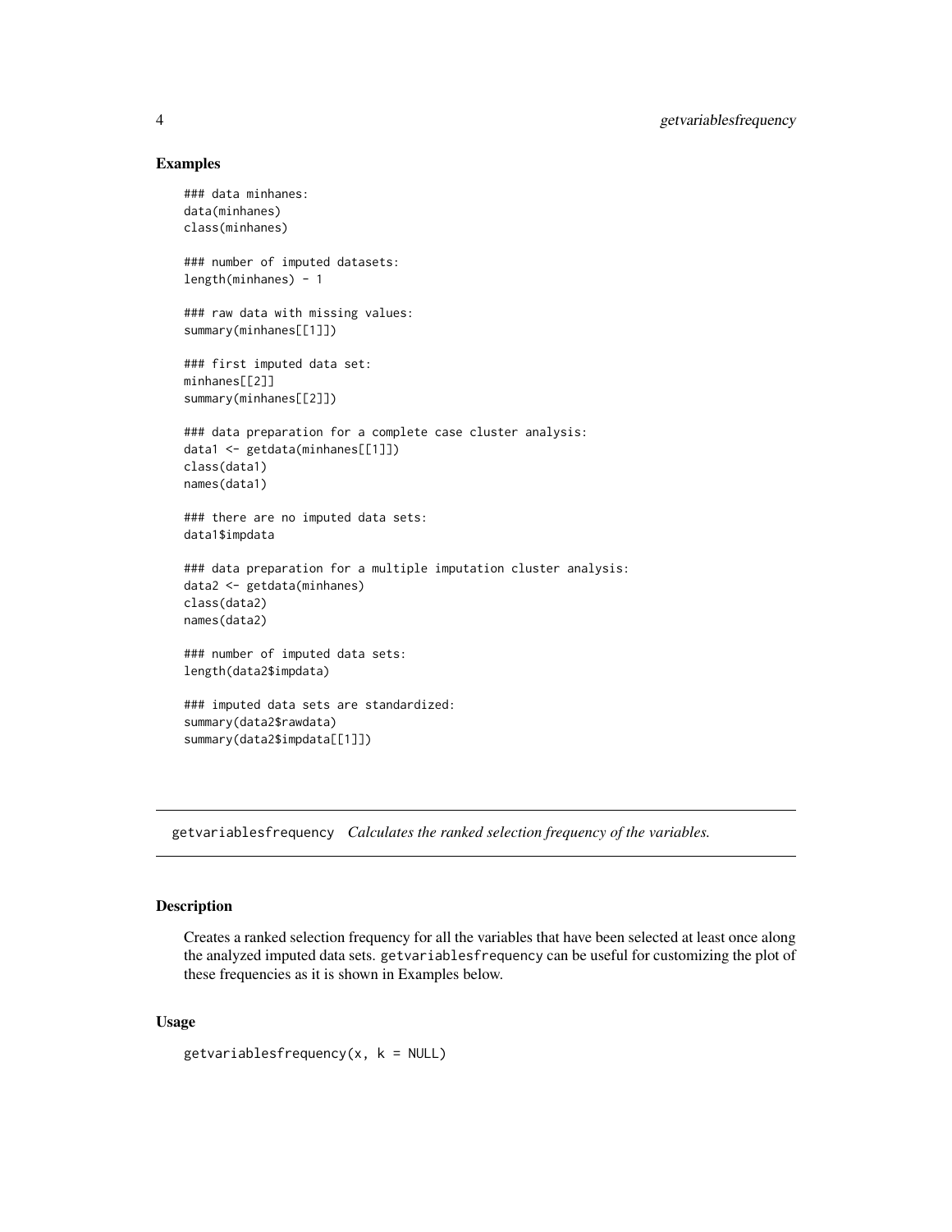## Examples

```
### data minhanes:
data(minhanes)
class(minhanes)

### number of imputed datasets:
length(minhanes) - 1

### raw data with missing values:
summary(minhanes[[1]])

### first imputed data set:
minhanes[[2]]
summary(minhanes[[2]])

### data preparation for a complete case cluster analysis:
data1 <- getdata(minhanes[[1]])
class(data1)
names(data1)

### there are no imputed data sets:
data1$impdata

### data preparation for a multiple imputation cluster analysis:
data2 <- getdata(minhanes)
class(data2)
names(data2)

### number of imputed data sets:
length(data2$impdata)

### imputed data sets are standardized:
summary(data2$rawdata)
summary(data2$impdata[[1]])
```

---

`getvariablesfrequency` *Calculates the ranked selection frequency of the variables.*

---

## Description

Creates a ranked selection frequency for all the variables that have been selected at least once along the analyzed imputed data sets. `getvariablesfrequency` can be useful for customizing the plot of these frequencies as it is shown in Examples below.

## Usage

```
getvariablesfrequency(x, k = NULL)
```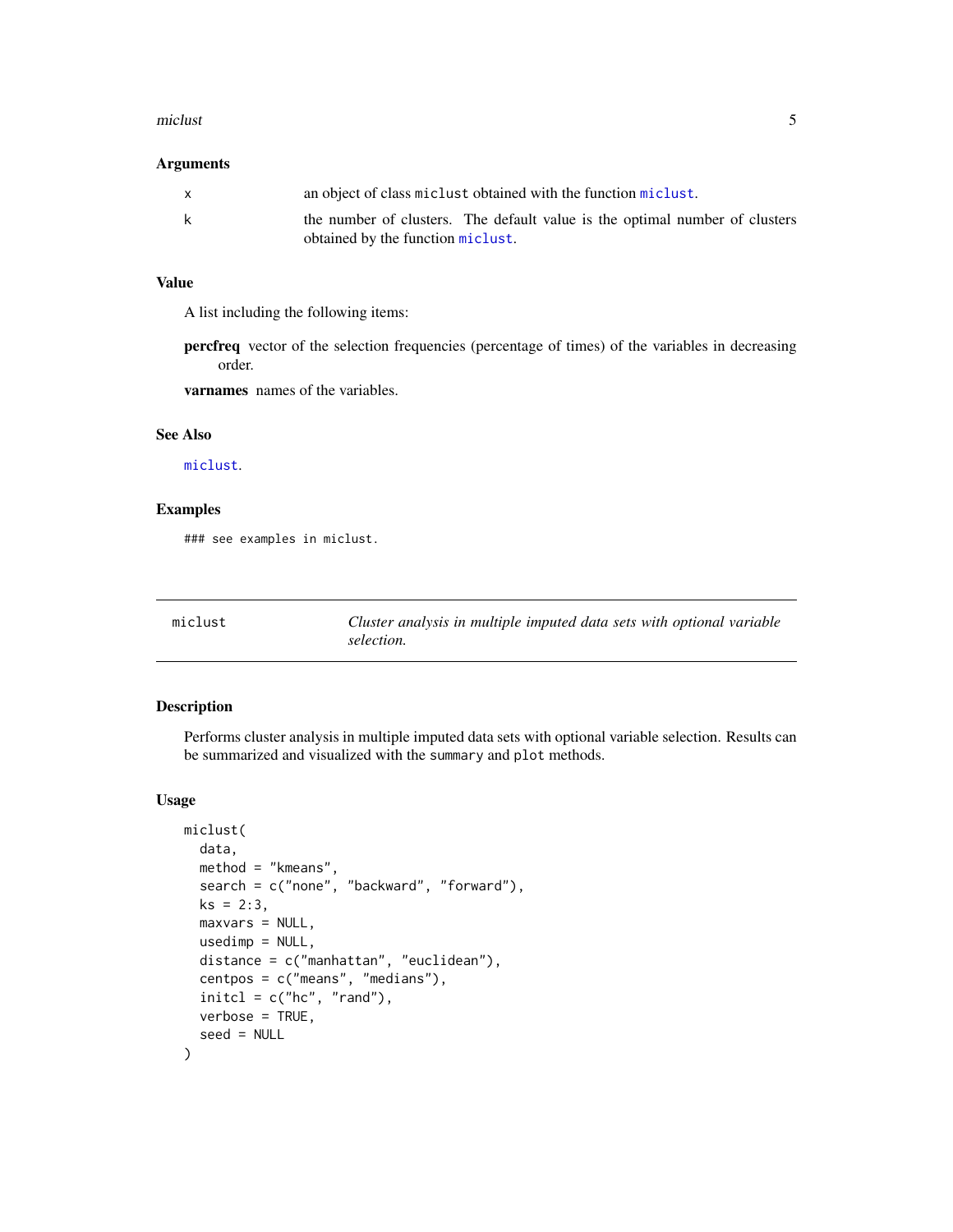### Arguments

| | |
|---|---|
| x | an object of class `miclust` obtained with the function `miclust`. |
| k | the number of clusters. The default value is the optimal number of clusters obtained by the function `miclust`. |

### Value

A list including the following items:

**percfreq** vector of the selection frequencies (percentage of times) of the variables in decreasing order.

**varnames** names of the variables.

### See Also

`miclust`.

### Examples

```
### see examples in miclust.
```

---

## miclust — *Cluster analysis in multiple imputed data sets with optional variable selection.*

---

### Description

Performs cluster analysis in multiple imputed data sets with optional variable selection. Results can be summarized and visualized with the `summary` and `plot` methods.

### Usage

```
miclust(
  data,
  method = "kmeans",
  search = c("none", "backward", "forward"),
  ks = 2:3,
  maxvars = NULL,
  usedimp = NULL,
  distance = c("manhattan", "euclidean"),
  centpos = c("means", "medians"),
  initcl = c("hc", "rand"),
  verbose = TRUE,
  seed = NULL
)
```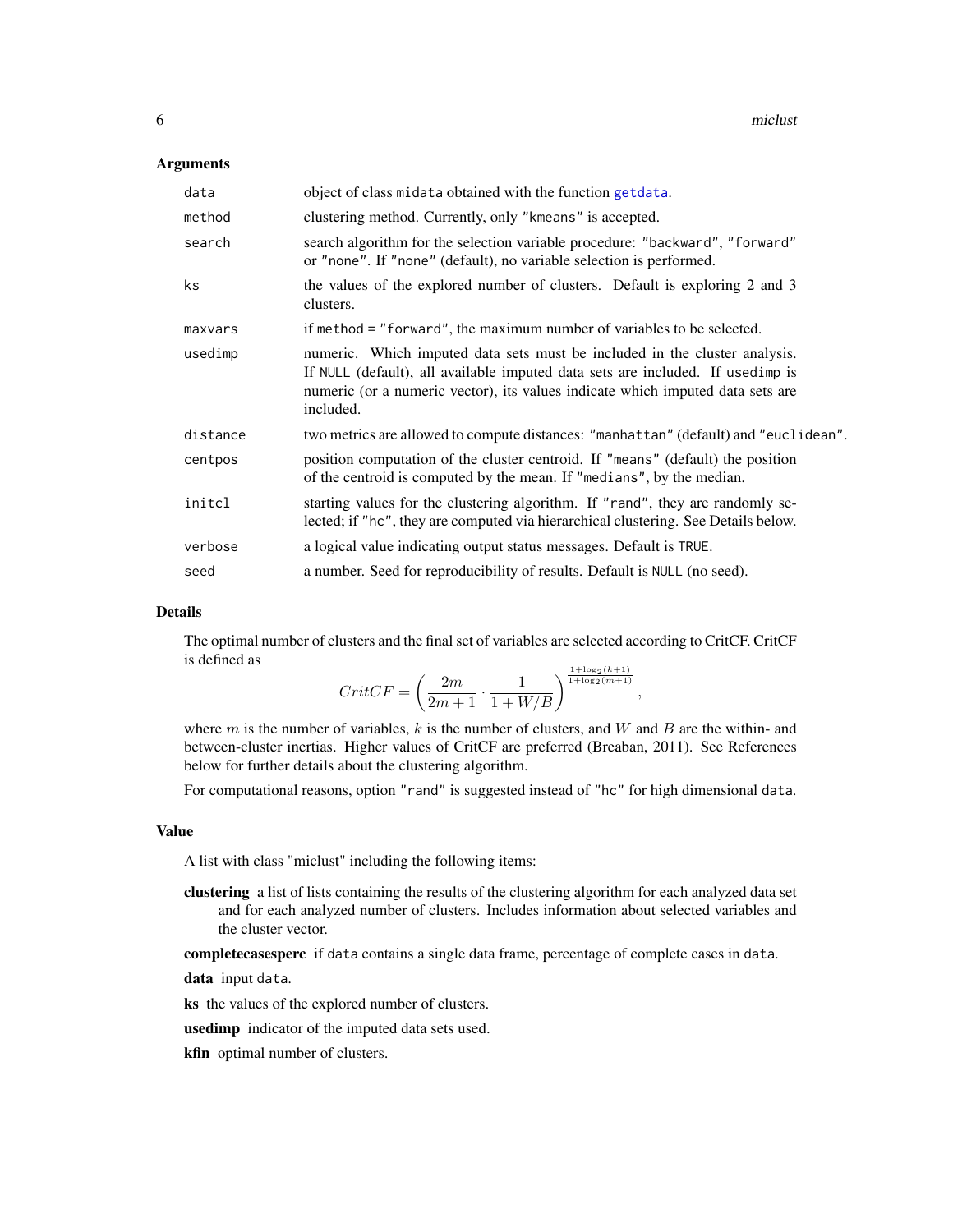### Arguments

| | |
|---|---|
| `data` | object of class `midata` obtained with the function `getdata`. |
| `method` | clustering method. Currently, only `"kmeans"` is accepted. |
| `search` | search algorithm for the selection variable procedure: `"backward"`, `"forward"` or `"none"`. If `"none"` (default), no variable selection is performed. |
| `ks` | the values of the explored number of clusters. Default is exploring 2 and 3 clusters. |
| `maxvars` | if `method = "forward"`, the maximum number of variables to be selected. |
| `usedimp` | numeric. Which imputed data sets must be included in the cluster analysis. If `NULL` (default), all available imputed data sets are included. If `usedimp` is numeric (or a numeric vector), its values indicate which imputed data sets are included. |
| `distance` | two metrics are allowed to compute distances: `"manhattan"` (default) and `"euclidean"`. |
| `centpos` | position computation of the cluster centroid. If `"means"` (default) the position of the centroid is computed by the mean. If `"medians"`, by the median. |
| `initcl` | starting values for the clustering algorithm. If `"rand"`, they are randomly selected; if `"hc"`, they are computed via hierarchical clustering. See Details below. |
| `verbose` | a logical value indicating output status messages. Default is `TRUE`. |
| `seed` | a number. Seed for reproducibility of results. Default is `NULL` (no seed). |

### Details

The optimal number of clusters and the final set of variables are selected according to CritCF. CritCF is defined as

$$CritCF = \left( \frac{2m}{2m+1} \cdot \frac{1}{1+W/B} \right)^{\frac{1+\log_2(k+1)}{1+\log_2(m+1)}},$$

where $m$ is the number of variables, $k$ is the number of clusters, and $W$ and $B$ are the within- and between-cluster inertias. Higher values of CritCF are preferred (Breaban, 2011). See References below for further details about the clustering algorithm.

For computational reasons, option `"rand"` is suggested instead of `"hc"` for high dimensional `data`.

### Value

A list with class "miclust" including the following items:

**clustering** a list of lists containing the results of the clustering algorithm for each analyzed data set and for each analyzed number of clusters. Includes information about selected variables and the cluster vector.

**completecasesperc** if `data` contains a single data frame, percentage of complete cases in `data`.

**data** input `data`.

**ks** the values of the explored number of clusters.

**usedimp** indicator of the imputed data sets used.

**kfin** optimal number of clusters.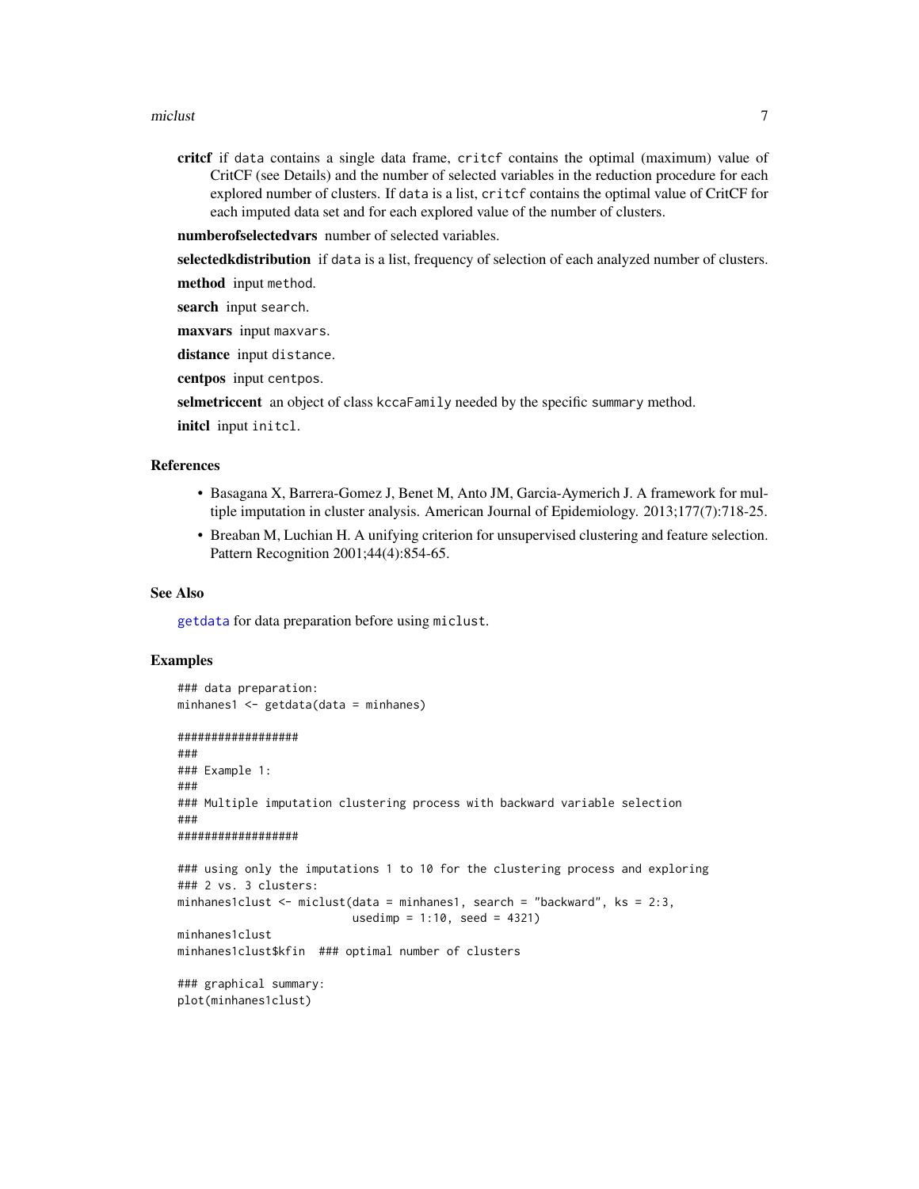**critcf** if data contains a single data frame, critcf contains the optimal (maximum) value of CritCF (see Details) and the number of selected variables in the reduction procedure for each explored number of clusters. If data is a list, critcf contains the optimal value of CritCF for each imputed data set and for each explored value of the number of clusters.

**numberofselectedvars** number of selected variables.

**selectedkdistribution** if data is a list, frequency of selection of each analyzed number of clusters.

**method** input method.

**search** input search.

**maxvars** input maxvars.

**distance** input distance.

**centpos** input centpos.

**selmetriccent** an object of class kccaFamily needed by the specific summary method.

**initcl** input initcl.

## References

- Basagana X, Barrera-Gomez J, Benet M, Anto JM, Garcia-Aymerich J. A framework for multiple imputation in cluster analysis. American Journal of Epidemiology. 2013;177(7):718-25.
- Breaban M, Luchian H. A unifying criterion for unsupervised clustering and feature selection. Pattern Recognition 2001;44(4):854-65.

## See Also

getdata for data preparation before using miclust.

## Examples

```
### data preparation:
minhanes1 <- getdata(data = minhanes)

##################
###
### Example 1:
###
### Multiple imputation clustering process with backward variable selection
###
##################

### using only the imputations 1 to 10 for the clustering process and exploring
### 2 vs. 3 clusters:
minhanes1clust <- miclust(data = minhanes1, search = "backward", ks = 2:3,
                          usedimp = 1:10, seed = 4321)
minhanes1clust
minhanes1clust$kfin  ### optimal number of clusters

### graphical summary:
plot(minhanes1clust)
```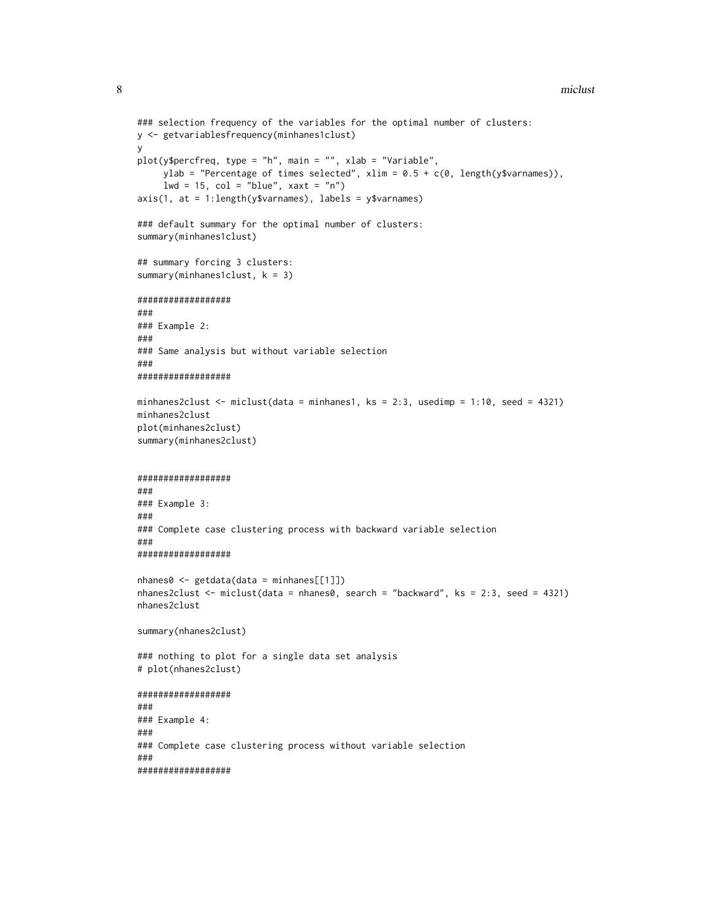```
### selection frequency of the variables for the optimal number of clusters:
y <- getvariablesfrequency(minhanes1clust)
y
plot(y$percfreq, type = "h", main = "", xlab = "Variable",
     ylab = "Percentage of times selected", xlim = 0.5 + c(0, length(y$varnames)),
     lwd = 15, col = "blue", xaxt = "n")
axis(1, at = 1:length(y$varnames), labels = y$varnames)

### default summary for the optimal number of clusters:
summary(minhanes1clust)

## summary forcing 3 clusters:
summary(minhanes1clust, k = 3)

##################
###
### Example 2:
###
### Same analysis but without variable selection
###
##################

minhanes2clust <- miclust(data = minhanes1, ks = 2:3, usedimp = 1:10, seed = 4321)
minhanes2clust
plot(minhanes2clust)
summary(minhanes2clust)


##################
###
### Example 3:
###
### Complete case clustering process with backward variable selection
###
##################

nhanes0 <- getdata(data = minhanes[[1]])
nhanes2clust <- miclust(data = nhanes0, search = "backward", ks = 2:3, seed = 4321)
nhanes2clust

summary(nhanes2clust)

### nothing to plot for a single data set analysis
# plot(nhanes2clust)

##################
###
### Example 4:
###
### Complete case clustering process without variable selection
###
##################
```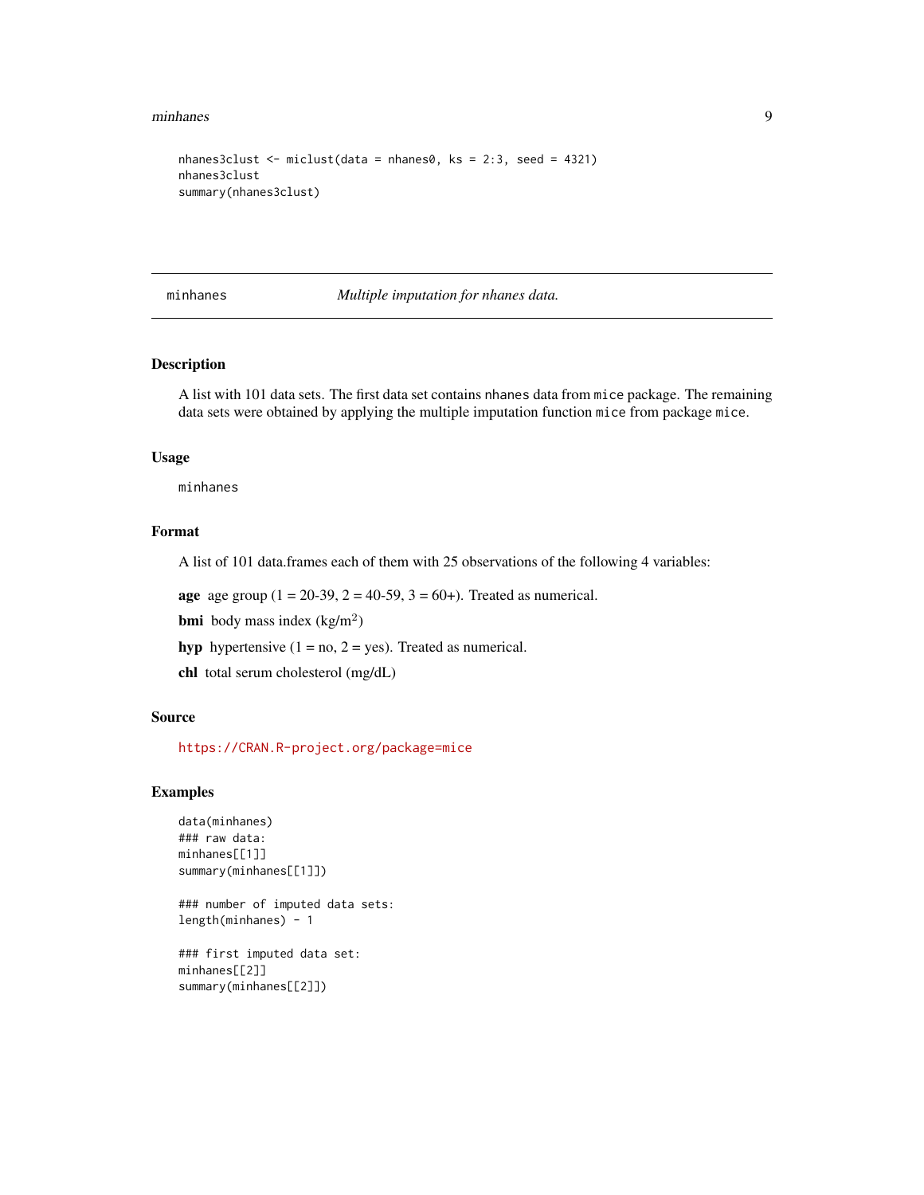```
nhanes3clust <- miclust(data = nhanes0, ks = 2:3, seed = 4321)
nhanes3clust
summary(nhanes3clust)
```

## minhanes — *Multiple imputation for nhanes data.*

### Description

A list with 101 data sets. The first data set contains `nhanes` data from `mice` package. The remaining data sets were obtained by applying the multiple imputation function `mice` from package `mice`.

### Usage

```
minhanes
```

### Format

A list of 101 data.frames each of them with 25 observations of the following 4 variables:

**age** age group (1 = 20-39, 2 = 40-59, 3 = 60+). Treated as numerical.

**bmi** body mass index (kg/$m^2$)

**hyp** hypertensive (1 = no, 2 = yes). Treated as numerical.

**chl** total serum cholesterol (mg/dL)

### Source

https://CRAN.R-project.org/package=mice

### Examples

```
data(minhanes)
### raw data:
minhanes[[1]]
summary(minhanes[[1]])

### number of imputed data sets:
length(minhanes) - 1

### first imputed data set:
minhanes[[2]]
summary(minhanes[[2]])
```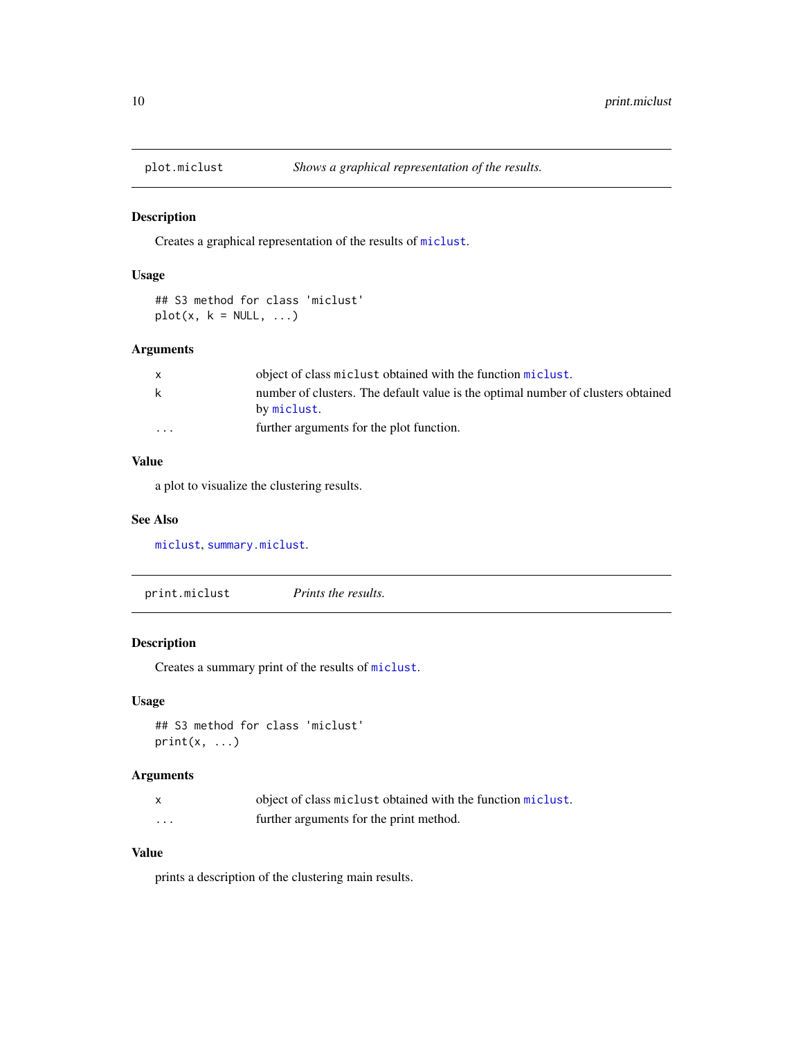## plot.miclust — *Shows a graphical representation of the results.*

### Description

Creates a graphical representation of the results of `miclust`.

### Usage

```
## S3 method for class 'miclust'
plot(x, k = NULL, ...)
```

### Arguments

| | |
|---|---|
| `x` | object of class `miclust` obtained with the function `miclust`. |
| `k` | number of clusters. The default value is the optimal number of clusters obtained by `miclust`. |
| `...` | further arguments for the plot function. |

### Value

a plot to visualize the clustering results.

### See Also

`miclust`, `summary.miclust`.

## print.miclust — *Prints the results.*

### Description

Creates a summary print of the results of `miclust`.

### Usage

```
## S3 method for class 'miclust'
print(x, ...)
```

### Arguments

| | |
|---|---|
| `x` | object of class `miclust` obtained with the function `miclust`. |
| `...` | further arguments for the print method. |

### Value

prints a description of the clustering main results.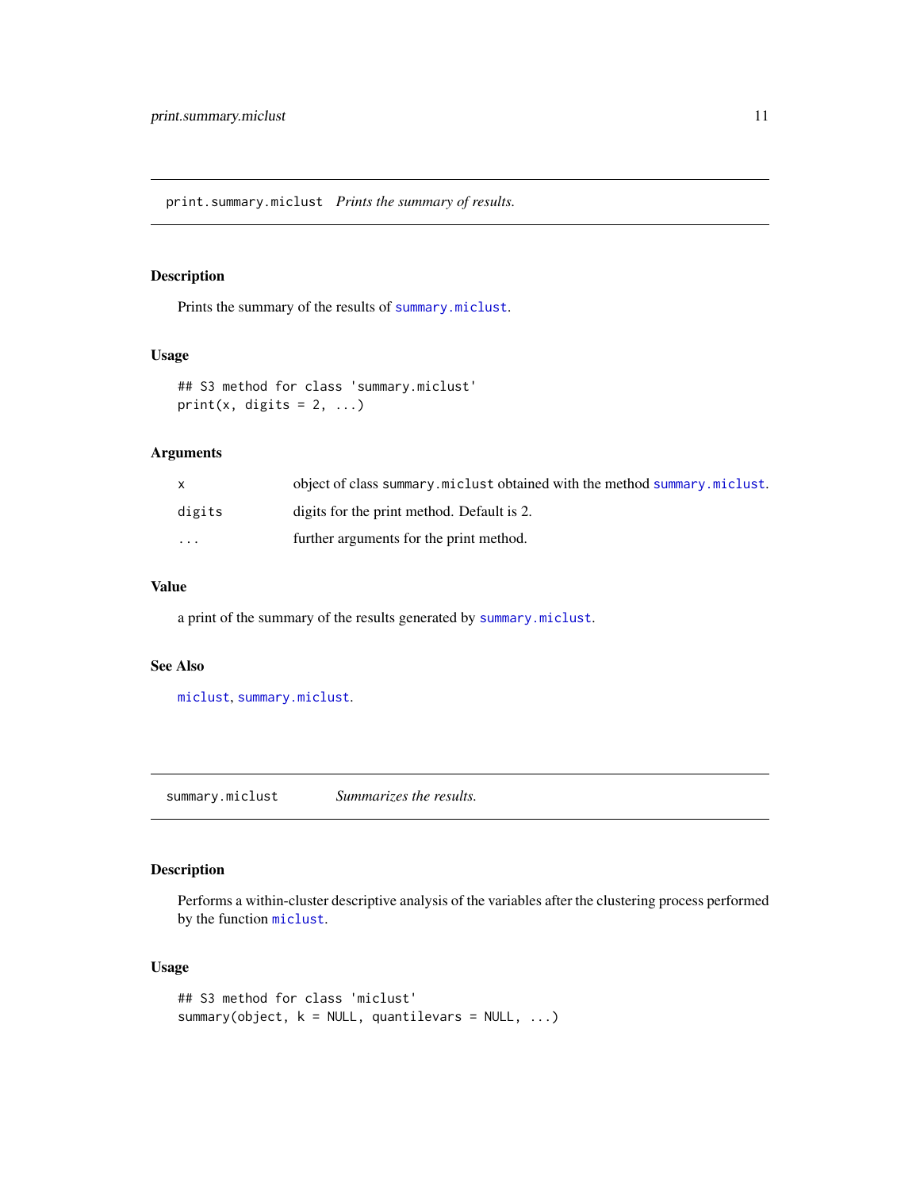## print.summary.miclust — *Prints the summary of results.*

### Description

Prints the summary of the results of summary.miclust.

### Usage

```
## S3 method for class 'summary.miclust'
print(x, digits = 2, ...)
```

### Arguments

| | |
|---|---|
| x | object of class summary.miclust obtained with the method summary.miclust. |
| digits | digits for the print method. Default is 2. |
| ... | further arguments for the print method. |

### Value

a print of the summary of the results generated by summary.miclust.

### See Also

miclust, summary.miclust.

## summary.miclust — *Summarizes the results.*

### Description

Performs a within-cluster descriptive analysis of the variables after the clustering process performed by the function miclust.

### Usage

```
## S3 method for class 'miclust'
summary(object, k = NULL, quantilevars = NULL, ...)
```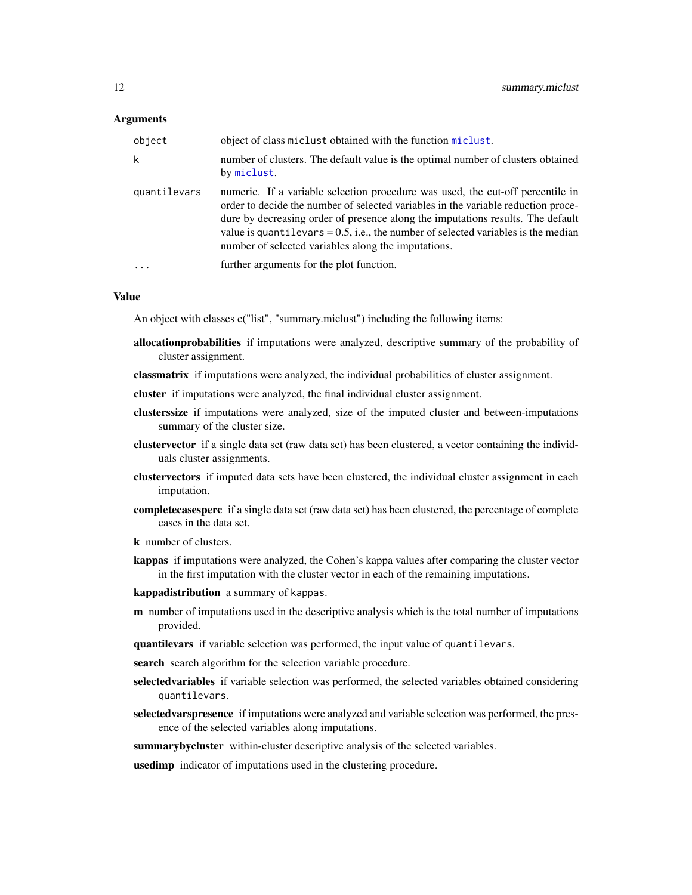## Arguments

| | |
|---|---|
| `object` | object of class `miclust` obtained with the function `miclust`. |
| `k` | number of clusters. The default value is the optimal number of clusters obtained by `miclust`. |
| `quantilevars` | numeric. If a variable selection procedure was used, the cut-off percentile in order to decide the number of selected variables in the variable reduction procedure by decreasing order of presence along the imputations results. The default value is `quantilevars` = 0.5, i.e., the number of selected variables is the median number of selected variables along the imputations. |
| `...` | further arguments for the plot function. |

## Value

An object with classes c("list", "summary.miclust") including the following items:

**allocationprobabilities** if imputations were analyzed, descriptive summary of the probability of cluster assignment.

**classmatrix** if imputations were analyzed, the individual probabilities of cluster assignment.

**cluster** if imputations were analyzed, the final individual cluster assignment.

**clusterssize** if imputations were analyzed, size of the imputed cluster and between-imputations summary of the cluster size.

**clustervector** if a single data set (raw data set) has been clustered, a vector containing the individuals cluster assignments.

**clustervectors** if imputed data sets have been clustered, the individual cluster assignment in each imputation.

**completecasesperc** if a single data set (raw data set) has been clustered, the percentage of complete cases in the data set.

**k** number of clusters.

**kappas** if imputations were analyzed, the Cohen's kappa values after comparing the cluster vector in the first imputation with the cluster vector in each of the remaining imputations.

**kappadistribution** a summary of `kappas`.

**m** number of imputations used in the descriptive analysis which is the total number of imputations provided.

**quantilevars** if variable selection was performed, the input value of `quantilevars`.

**search** search algorithm for the selection variable procedure.

**selectedvariables** if variable selection was performed, the selected variables obtained considering `quantilevars`.

**selectedvarspresence** if imputations were analyzed and variable selection was performed, the presence of the selected variables along imputations.

**summarybycluster** within-cluster descriptive analysis of the selected variables.

**usedimp** indicator of imputations used in the clustering procedure.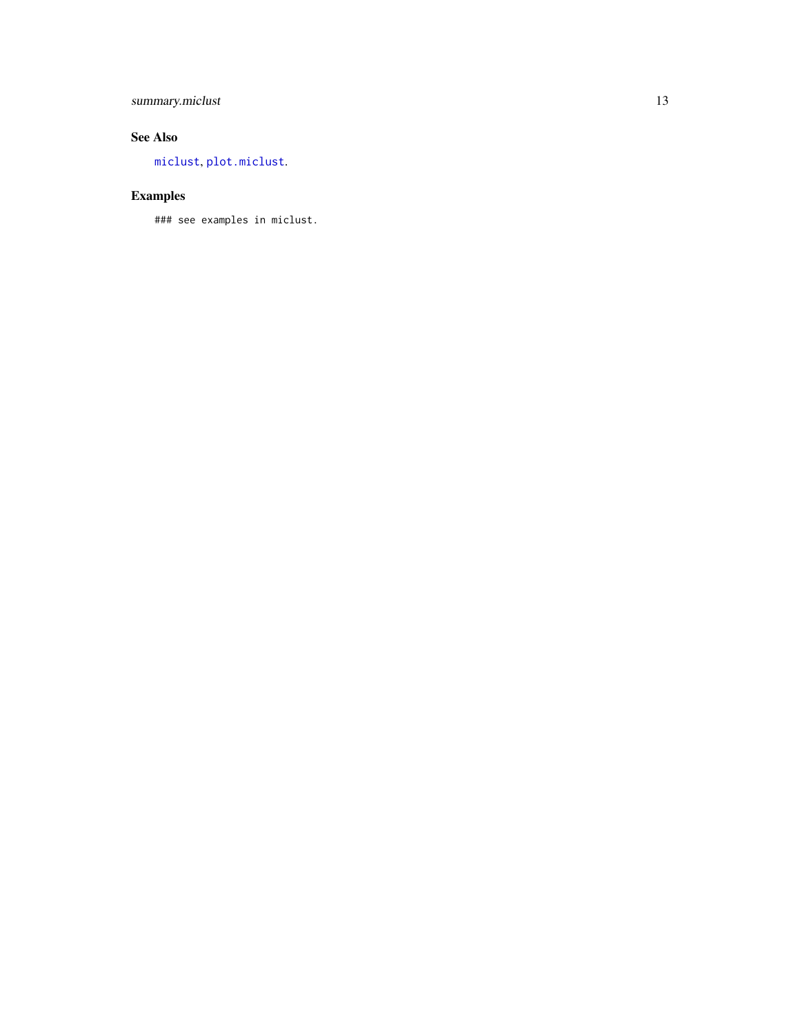## See Also

`miclust`, `plot.miclust`.

## Examples

```
### see examples in miclust.
```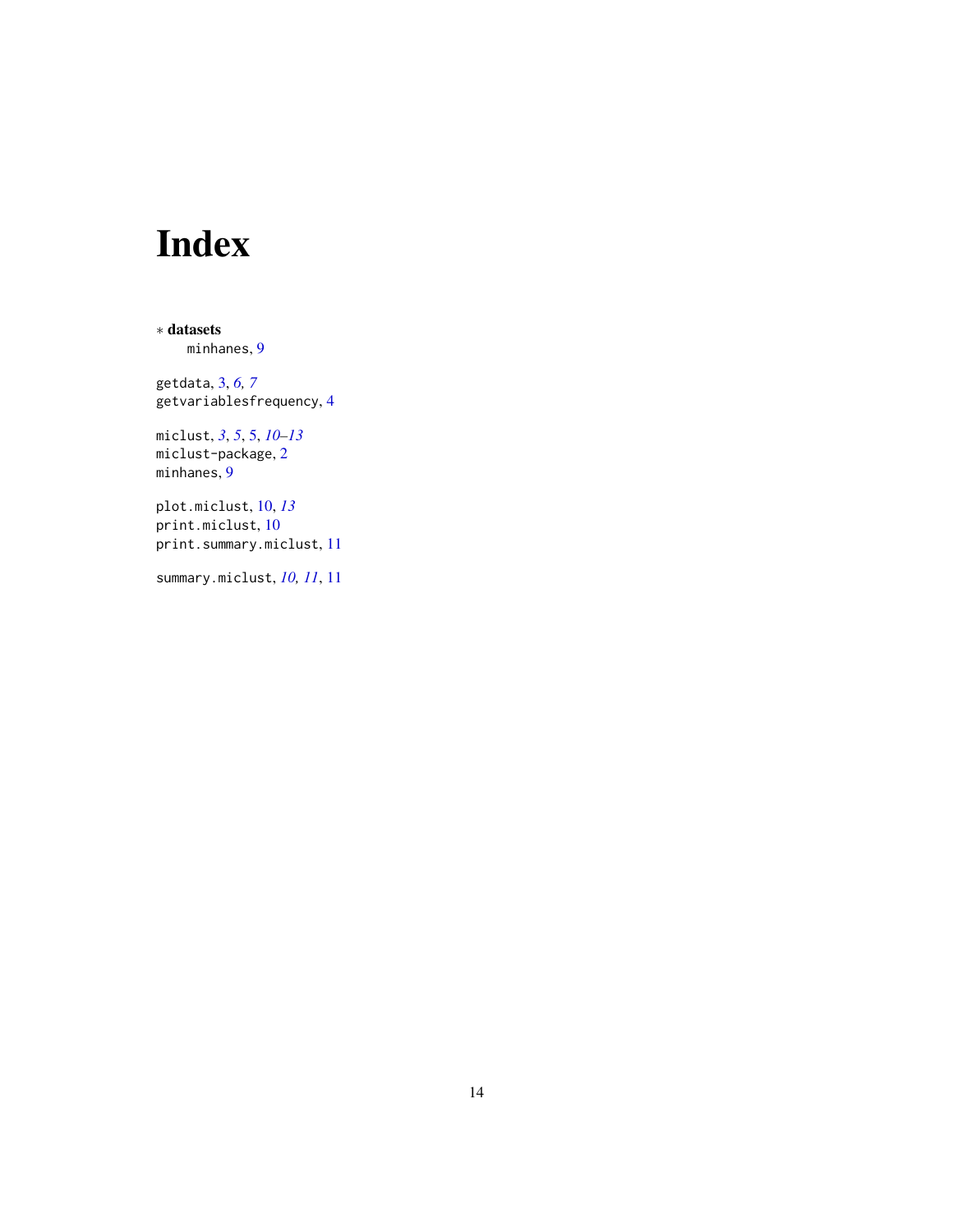# Index

∗ **datasets**
    minhanes, 9

getdata, 3, *6, 7*
getvariablesfrequency, 4

miclust, *3*, *5*, 5, *10–13*
miclust-package, 2
minhanes, 9

plot.miclust, 10, *13*
print.miclust, 10
print.summary.miclust, 11

summary.miclust, *10, 11*, 11